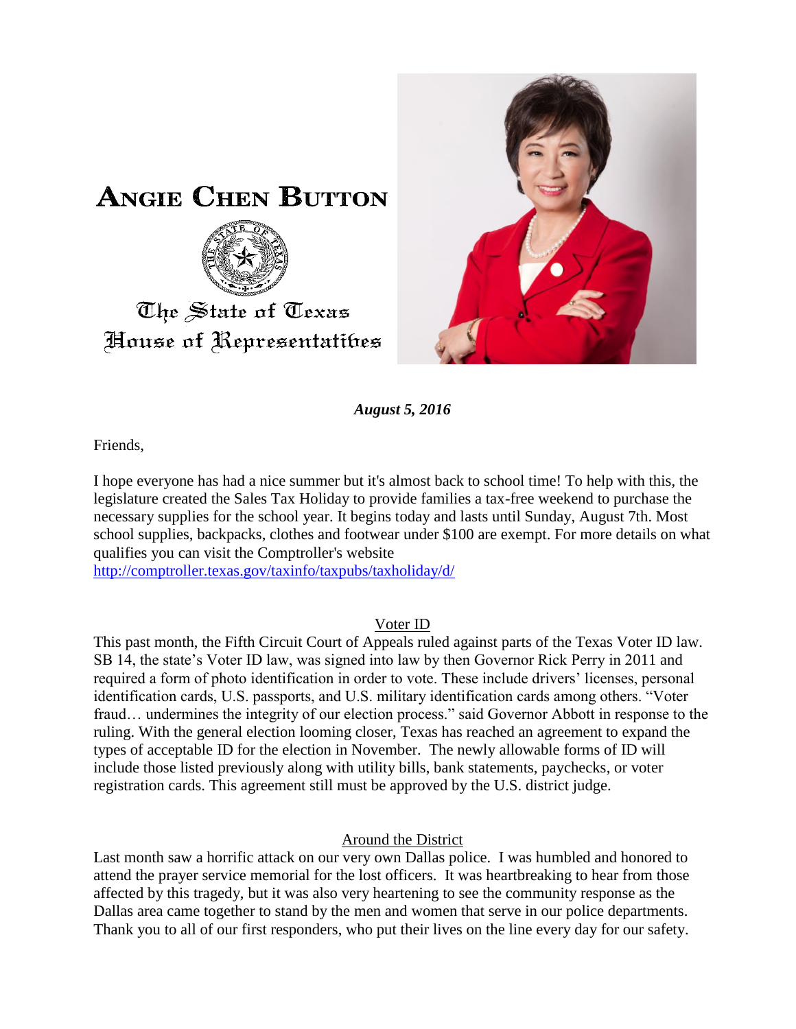# Angie Chen Button

The State of Texas
House of Representatives

***August 5, 2016***

Friends,

I hope everyone has had a nice summer but it's almost back to school time! To help with this, the legislature created the Sales Tax Holiday to provide families a tax-free weekend to purchase the necessary supplies for the school year. It begins today and lasts until Sunday, August 7th. Most school supplies, backpacks, clothes and footwear under $100 are exempt. For more details on what qualifies you can visit the Comptroller's website
http://comptroller.texas.gov/taxinfo/taxpubs/taxholiday/d/

## Voter ID

This past month, the Fifth Circuit Court of Appeals ruled against parts of the Texas Voter ID law. SB 14, the state's Voter ID law, was signed into law by then Governor Rick Perry in 2011 and required a form of photo identification in order to vote. These include drivers' licenses, personal identification cards, U.S. passports, and U.S. military identification cards among others. "Voter fraud… undermines the integrity of our election process." said Governor Abbott in response to the ruling. With the general election looming closer, Texas has reached an agreement to expand the types of acceptable ID for the election in November. The newly allowable forms of ID will include those listed previously along with utility bills, bank statements, paychecks, or voter registration cards. This agreement still must be approved by the U.S. district judge.

## Around the District

Last month saw a horrific attack on our very own Dallas police. I was humbled and honored to attend the prayer service memorial for the lost officers. It was heartbreaking to hear from those affected by this tragedy, but it was also very heartening to see the community response as the Dallas area came together to stand by the men and women that serve in our police departments. Thank you to all of our first responders, who put their lives on the line every day for our safety.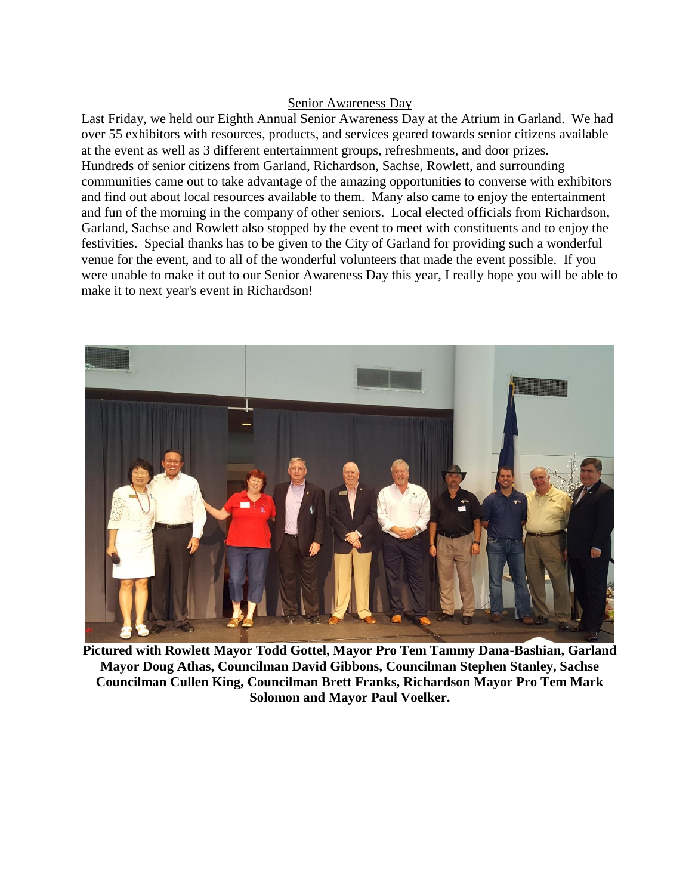## Senior Awareness Day

Last Friday, we held our Eighth Annual Senior Awareness Day at the Atrium in Garland. We had over 55 exhibitors with resources, products, and services geared towards senior citizens available at the event as well as 3 different entertainment groups, refreshments, and door prizes. Hundreds of senior citizens from Garland, Richardson, Sachse, Rowlett, and surrounding communities came out to take advantage of the amazing opportunities to converse with exhibitors and find out about local resources available to them. Many also came to enjoy the entertainment and fun of the morning in the company of other seniors. Local elected officials from Richardson, Garland, Sachse and Rowlett also stopped by the event to meet with constituents and to enjoy the festivities. Special thanks has to be given to the City of Garland for providing such a wonderful venue for the event, and to all of the wonderful volunteers that made the event possible. If you were unable to make it out to our Senior Awareness Day this year, I really hope you will be able to make it to next year's event in Richardson!

**Pictured with Rowlett Mayor Todd Gottel, Mayor Pro Tem Tammy Dana-Bashian, Garland Mayor Doug Athas, Councilman David Gibbons, Councilman Stephen Stanley, Sachse Councilman Cullen King, Councilman Brett Franks, Richardson Mayor Pro Tem Mark Solomon and Mayor Paul Voelker.**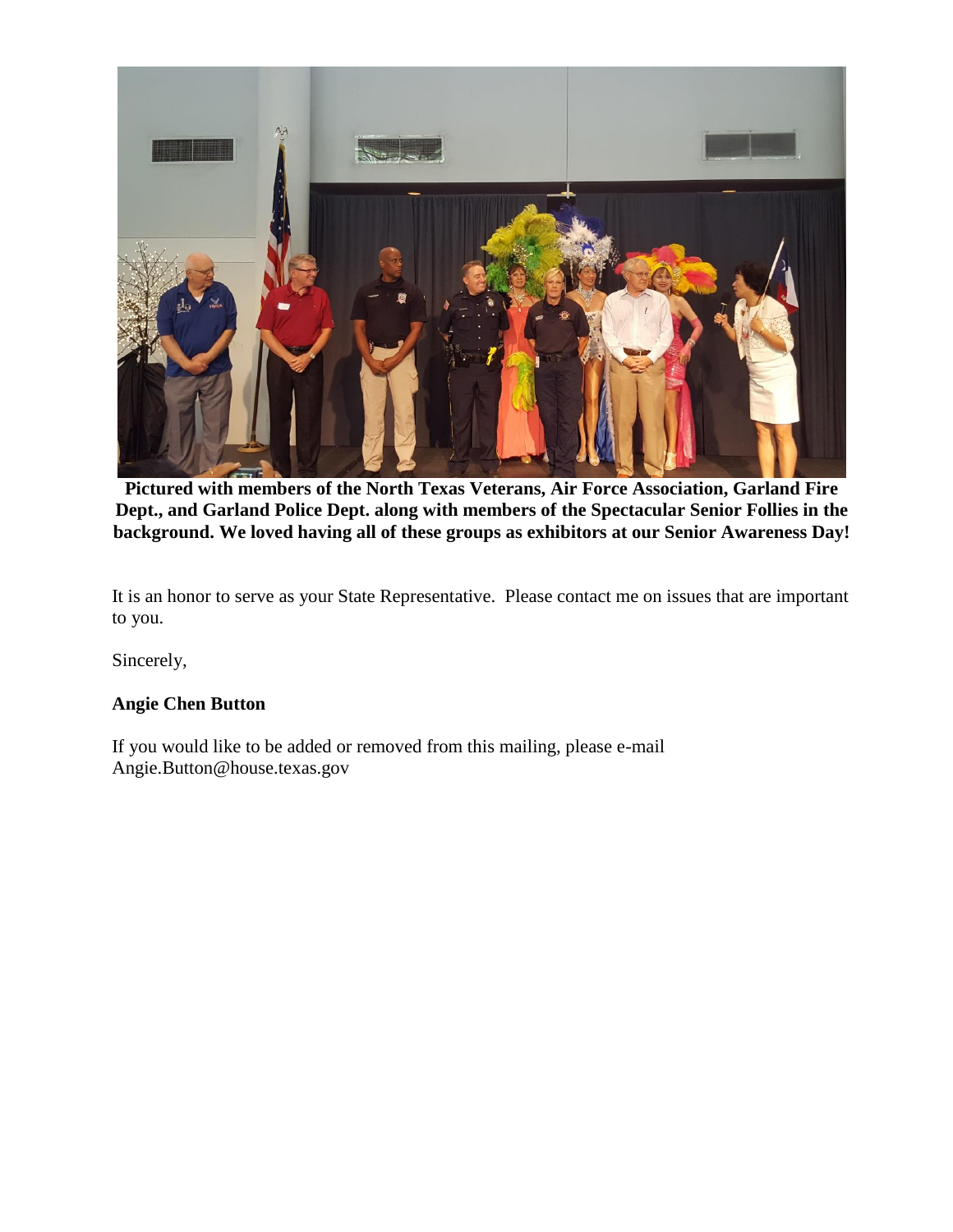**Pictured with members of the North Texas Veterans, Air Force Association, Garland Fire Dept., and Garland Police Dept. along with members of the Spectacular Senior Follies in the background. We loved having all of these groups as exhibitors at our Senior Awareness Day!**

It is an honor to serve as your State Representative. Please contact me on issues that are important to you.

Sincerely,

**Angie Chen Button**

If you would like to be added or removed from this mailing, please e-mail Angie.Button@house.texas.gov